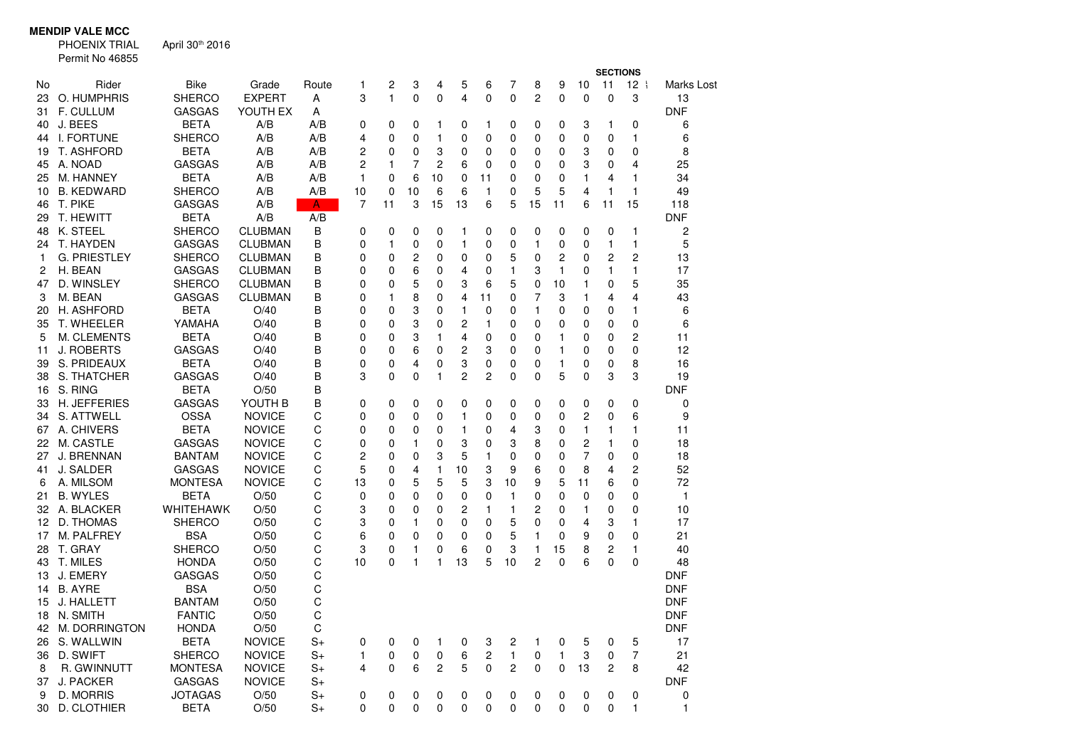**MENDIP VALE MCC**

PHOENIX TRIAL April 30th 2016

Permit No 46855

| No | Rider | Bike | Grade | Route | SECTIONS 1 | 2 | 3 | 4 | 5 | 6 | 7 | 8 | 9 | 10 | 11 | 12 | Marks Lost |
|---|---|---|---|---|---|---|---|---|---|---|---|---|---|---|---|---|---|
| 23 | O. HUMPHRIS | SHERCO | EXPERT | A | 3 | 1 | 0 | 0 | 4 | 0 | 0 | 2 | 0 | 0 | 0 | 3 | 13 |
| 31 | F. CULLUM | GASGAS | YOUTH EX | A | | | | | | | | | | | | | DNF |
| 40 | J. BEES | BETA | A/B | A/B | 0 | 0 | 0 | 1 | 0 | 1 | 0 | 0 | 0 | 3 | 1 | 0 | 6 |
| 44 | I. FORTUNE | SHERCO | A/B | A/B | 4 | 0 | 0 | 1 | 0 | 0 | 0 | 0 | 0 | 0 | 0 | 1 | 6 |
| 19 | T. ASHFORD | BETA | A/B | A/B | 2 | 0 | 0 | 3 | 0 | 0 | 0 | 0 | 0 | 3 | 0 | 0 | 8 |
| 45 | A. NOAD | GASGAS | A/B | A/B | 2 | 1 | 7 | 2 | 6 | 0 | 0 | 0 | 0 | 3 | 0 | 4 | 25 |
| 25 | M. HANNEY | BETA | A/B | A/B | 1 | 0 | 6 | 10 | 0 | 11 | 0 | 0 | 0 | 1 | 4 | 1 | 34 |
| 10 | B. KEDWARD | SHERCO | A/B | A/B | 10 | 0 | 10 | 6 | 6 | 1 | 0 | 5 | 5 | 4 | 1 | 1 | 49 |
| 46 | T. PIKE | GASGAS | A/B | A | 7 | 11 | 3 | 15 | 13 | 6 | 5 | 15 | 11 | 6 | 11 | 15 | 118 |
| 29 | T. HEWITT | BETA | A/B | A/B | | | | | | | | | | | | | DNF |
| 48 | K. STEEL | SHERCO | CLUBMAN | B | 0 | 0 | 0 | 0 | 1 | 0 | 0 | 0 | 0 | 0 | 0 | 1 | 2 |
| 24 | T. HAYDEN | GASGAS | CLUBMAN | B | 0 | 1 | 0 | 0 | 1 | 0 | 0 | 1 | 0 | 0 | 1 | 1 | 5 |
| 1 | G. PRIESTLEY | SHERCO | CLUBMAN | B | 0 | 0 | 2 | 0 | 0 | 0 | 5 | 0 | 2 | 0 | 2 | 2 | 13 |
| 2 | H. BEAN | GASGAS | CLUBMAN | B | 0 | 0 | 6 | 0 | 4 | 0 | 1 | 3 | 1 | 0 | 1 | 1 | 17 |
| 47 | D. WINSLEY | SHERCO | CLUBMAN | B | 0 | 0 | 5 | 0 | 3 | 6 | 5 | 0 | 10 | 1 | 0 | 5 | 35 |
| 3 | M. BEAN | GASGAS | CLUBMAN | B | 0 | 1 | 8 | 0 | 4 | 11 | 0 | 7 | 3 | 1 | 4 | 4 | 43 |
| 20 | H. ASHFORD | BETA | O/40 | B | 0 | 0 | 3 | 0 | 1 | 0 | 0 | 1 | 0 | 0 | 0 | 1 | 6 |
| 35 | T. WHEELER | YAMAHA | O/40 | B | 0 | 0 | 3 | 0 | 2 | 1 | 0 | 0 | 0 | 0 | 0 | 0 | 6 |
| 5 | M. CLEMENTS | BETA | O/40 | B | 0 | 0 | 3 | 1 | 4 | 0 | 0 | 0 | 1 | 0 | 0 | 2 | 11 |
| 11 | J. ROBERTS | GASGAS | O/40 | B | 0 | 0 | 6 | 0 | 2 | 3 | 0 | 0 | 1 | 0 | 0 | 0 | 12 |
| 39 | S. PRIDEAUX | BETA | O/40 | B | 0 | 0 | 4 | 0 | 3 | 0 | 0 | 0 | 1 | 0 | 0 | 8 | 16 |
| 38 | S. THATCHER | GASGAS | O/40 | B | 3 | 0 | 0 | 1 | 2 | 2 | 0 | 0 | 5 | 0 | 3 | 3 | 19 |
| 16 | S. RING | BETA | O/50 | B | | | | | | | | | | | | | DNF |
| 33 | H. JEFFERIES | GASGAS | YOUTH B | B | 0 | 0 | 0 | 0 | 0 | 0 | 0 | 0 | 0 | 0 | 0 | 0 | 0 |
| 34 | S. ATTWELL | OSSA | NOVICE | C | 0 | 0 | 0 | 0 | 1 | 0 | 0 | 0 | 0 | 2 | 0 | 6 | 9 |
| 67 | A. CHIVERS | BETA | NOVICE | C | 0 | 0 | 0 | 0 | 1 | 0 | 4 | 3 | 0 | 1 | 1 | 1 | 11 |
| 22 | M. CASTLE | GASGAS | NOVICE | C | 0 | 0 | 1 | 0 | 3 | 0 | 3 | 8 | 0 | 2 | 1 | 0 | 18 |
| 27 | J. BRENNAN | BANTAM | NOVICE | C | 2 | 0 | 0 | 3 | 5 | 1 | 0 | 0 | 0 | 7 | 0 | 0 | 18 |
| 41 | J. SALDER | GASGAS | NOVICE | C | 5 | 0 | 4 | 1 | 10 | 3 | 9 | 6 | 0 | 8 | 4 | 2 | 52 |
| 6 | A. MILSOM | MONTESA | NOVICE | C | 13 | 0 | 5 | 5 | 5 | 3 | 10 | 9 | 5 | 11 | 6 | 0 | 72 |
| 21 | B. WYLES | BETA | O/50 | C | 0 | 0 | 0 | 0 | 0 | 0 | 1 | 0 | 0 | 0 | 0 | 0 | 1 |
| 32 | A. BLACKER | WHITEHAWK | O/50 | C | 3 | 0 | 0 | 0 | 2 | 1 | 1 | 2 | 0 | 1 | 0 | 0 | 10 |
| 12 | D. THOMAS | SHERCO | O/50 | C | 3 | 0 | 1 | 0 | 0 | 0 | 5 | 0 | 0 | 4 | 3 | 1 | 17 |
| 17 | M. PALFREY | BSA | O/50 | C | 6 | 0 | 0 | 0 | 0 | 0 | 5 | 1 | 0 | 9 | 0 | 0 | 21 |
| 28 | T. GRAY | SHERCO | O/50 | C | 3 | 0 | 1 | 0 | 6 | 0 | 3 | 1 | 15 | 8 | 2 | 1 | 40 |
| 43 | T. MILES | HONDA | O/50 | C | 10 | 0 | 1 | 1 | 13 | 5 | 10 | 2 | 0 | 6 | 0 | 0 | 48 |
| 13 | J. EMERY | GASGAS | O/50 | C | | | | | | | | | | | | | DNF |
| 14 | B. AYRE | BSA | O/50 | C | | | | | | | | | | | | | DNF |
| 15 | J. HALLETT | BANTAM | O/50 | C | | | | | | | | | | | | | DNF |
| 18 | N. SMITH | FANTIC | O/50 | C | | | | | | | | | | | | | DNF |
| 42 | M. DORRINGTON | HONDA | O/50 | C | | | | | | | | | | | | | DNF |
| 26 | S. WALLWIN | BETA | NOVICE | S+ | 0 | 0 | 0 | 1 | 0 | 3 | 2 | 1 | 0 | 5 | 0 | 5 | 17 |
| 36 | D. SWIFT | SHERCO | NOVICE | S+ | 1 | 0 | 0 | 0 | 6 | 2 | 1 | 0 | 1 | 3 | 0 | 7 | 21 |
| 8 | R. GWINNUTT | MONTESA | NOVICE | S+ | 4 | 0 | 6 | 2 | 5 | 0 | 2 | 0 | 0 | 13 | 2 | 8 | 42 |
| 37 | J. PACKER | GASGAS | NOVICE | S+ | | | | | | | | | | | | | DNF |
| 9 | D. MORRIS | JOTAGAS | O/50 | S+ | 0 | 0 | 0 | 0 | 0 | 0 | 0 | 0 | 0 | 0 | 0 | 0 | 0 |
| 30 | D. CLOTHIER | BETA | O/50 | S+ | 0 | 0 | 0 | 0 | 0 | 0 | 0 | 0 | 0 | 0 | 0 | 1 | 1 |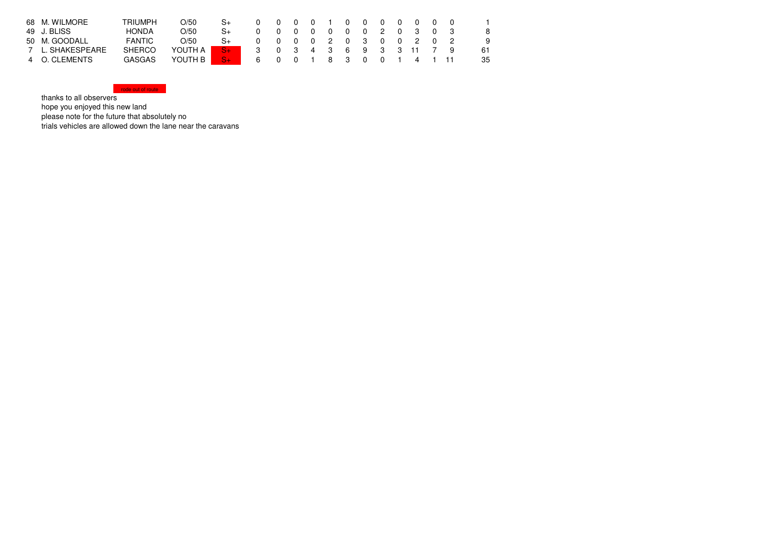| | | | | | | | | | | | | | | | | | | |
|---|---|---|---|---|---|---|---|---|---|---|---|---|---|---|---|---|---|---|
| 68 | M. WILMORE | TRIUMPH | O/50 | S+ | 0 | 0 | 0 | 0 | 1 | 0 | 0 | 0 | 0 | 0 | 0 | 0 | 1 |
| 49 | J. BLISS | HONDA | O/50 | S+ | 0 | 0 | 0 | 0 | 0 | 0 | 0 | 2 | 0 | 3 | 0 | 3 | 8 |
| 50 | M. GOODALL | FANTIC | O/50 | S+ | 0 | 0 | 0 | 0 | 2 | 0 | 3 | 0 | 0 | 2 | 0 | 2 | 9 |
| 7 | L. SHAKESPEARE | SHERCO | YOUTH A | S+ | 3 | 0 | 3 | 4 | 3 | 6 | 9 | 3 | 3 | 11 | 7 | 9 | 61 |
| 4 | O. CLEMENTS | GASGAS | YOUTH B | S+ | 6 | 0 | 0 | 1 | 8 | 3 | 0 | 0 | 1 | 4 | 1 | 11 | 35 |

rode out of route

thanks to all observers
hope you enjoyed this new land
please note for the future that absolutely no
trials vehicles are allowed down the lane near the caravans